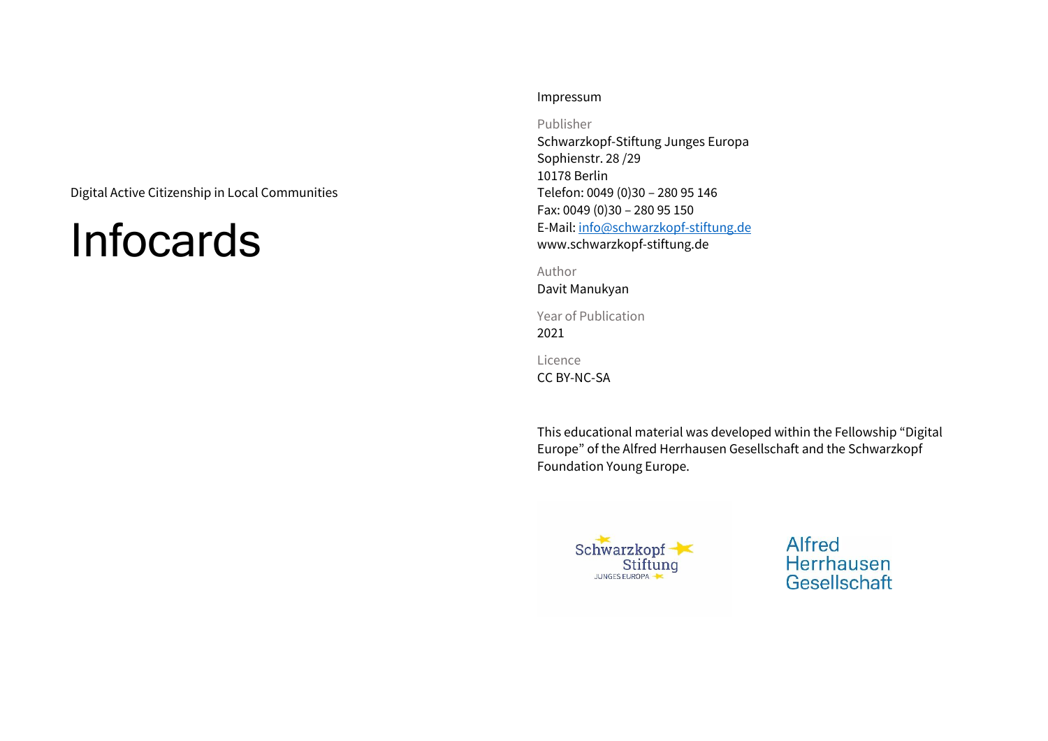Digital Active Citizenship in Local Communities

# Infocards

## Impressum

Publisher
Schwarzkopf-Stiftung Junges Europa
Sophienstr. 28 /29
10178 Berlin
Telefon: 0049 (0)30 – 280 95 146
Fax: 0049 (0)30 – 280 95 150
E-Mail: info@schwarzkopf-stiftung.de
www.schwarzkopf-stiftung.de

Author
Davit Manukyan

Year of Publication
2021

Licence
CC BY-NC-SA

This educational material was developed within the Fellowship "Digital Europe" of the Alfred Herrhausen Gesellschaft and the Schwarzkopf Foundation Young Europe.

Schwarzkopf Stiftung JUNGES EUROPA

Alfred Herrhausen Gesellschaft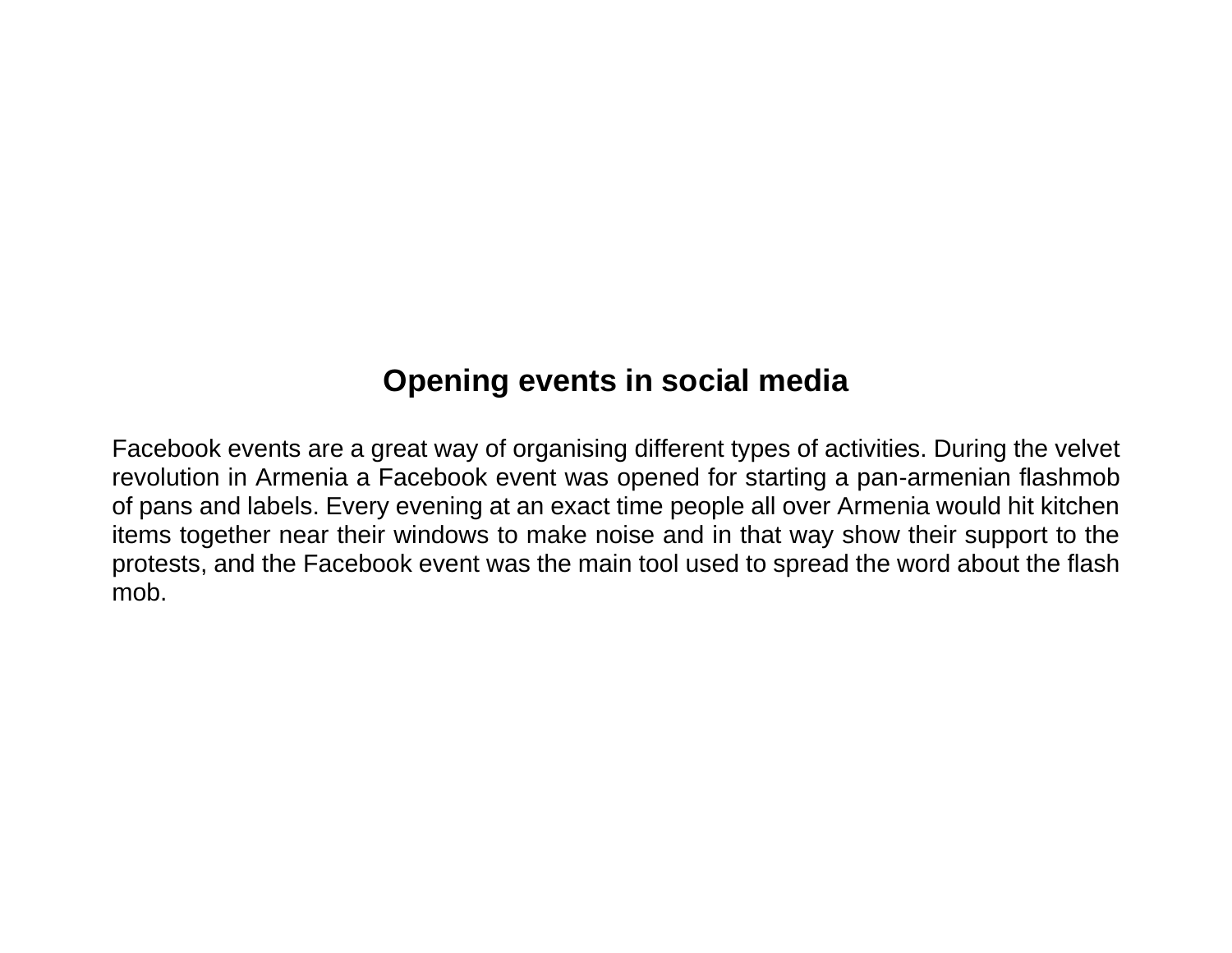## Opening events in social media

Facebook events are a great way of organising different types of activities. During the velvet revolution in Armenia a Facebook event was opened for starting a pan-armenian flashmob of pans and labels. Every evening at an exact time people all over Armenia would hit kitchen items together near their windows to make noise and in that way show their support to the protests, and the Facebook event was the main tool used to spread the word about the flash mob.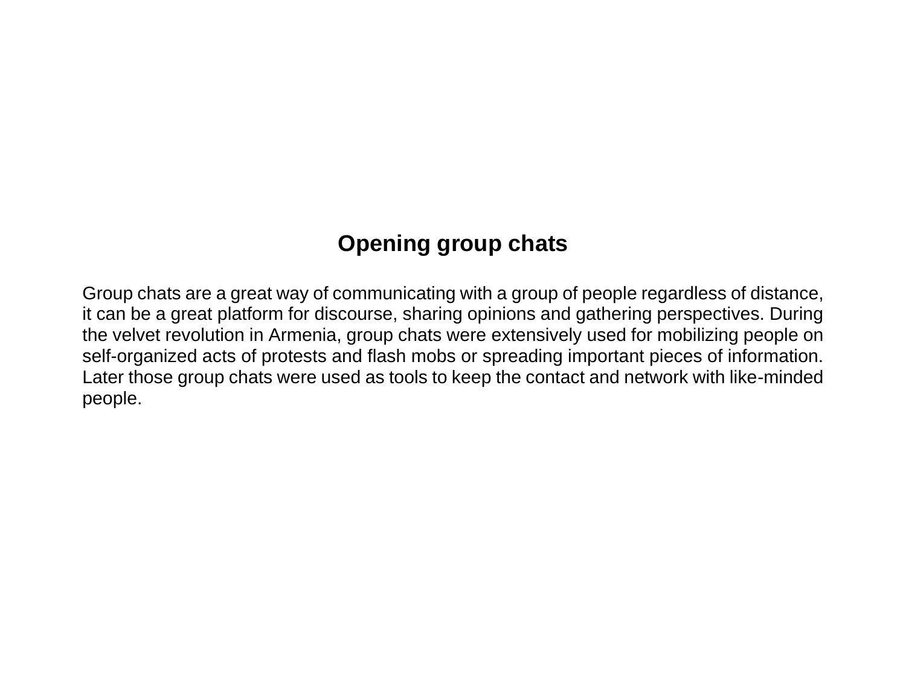## Opening group chats

Group chats are a great way of communicating with a group of people regardless of distance, it can be a great platform for discourse, sharing opinions and gathering perspectives. During the velvet revolution in Armenia, group chats were extensively used for mobilizing people on self-organized acts of protests and flash mobs or spreading important pieces of information. Later those group chats were used as tools to keep the contact and network with like-minded people.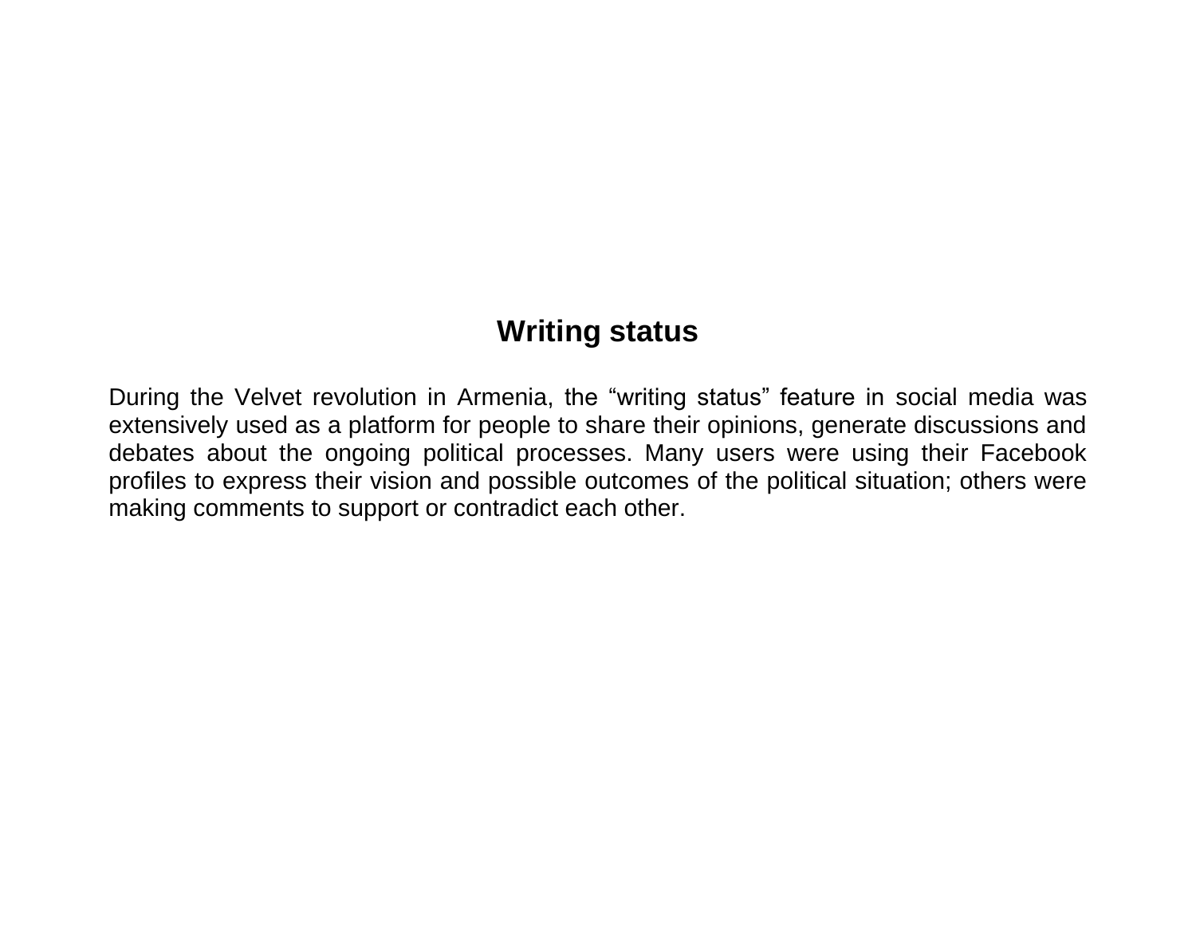## Writing status

During the Velvet revolution in Armenia, the “writing status” feature in social media was extensively used as a platform for people to share their opinions, generate discussions and debates about the ongoing political processes. Many users were using their Facebook profiles to express their vision and possible outcomes of the political situation; others were making comments to support or contradict each other.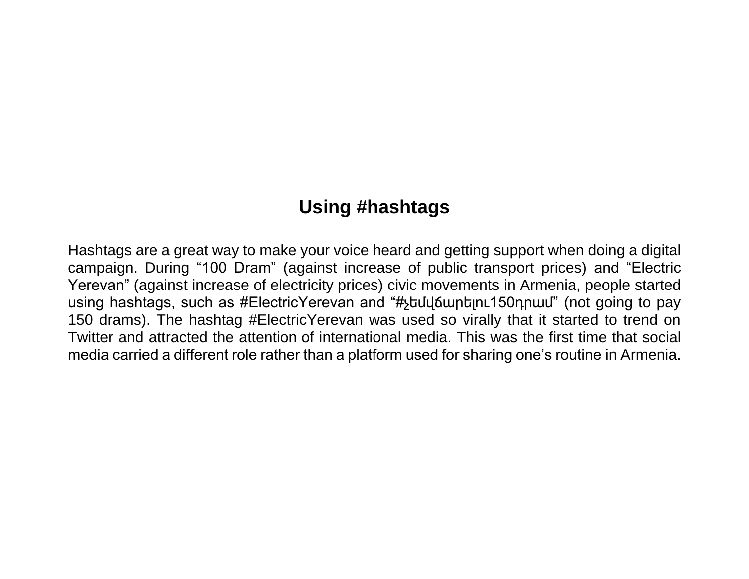## Using #hashtags

Hashtags are a great way to make your voice heard and getting support when doing a digital campaign. During “100 Dram” (against increase of public transport prices) and “Electric Yerevan” (against increase of electricity prices) civic movements in Armenia, people started using hashtags, such as #ElectricYerevan and “#չեմվճարելու150դրամ” (not going to pay 150 drams). The hashtag #ElectricYerevan was used so virally that it started to trend on Twitter and attracted the attention of international media. This was the first time that social media carried a different role rather than a platform used for sharing one’s routine in Armenia.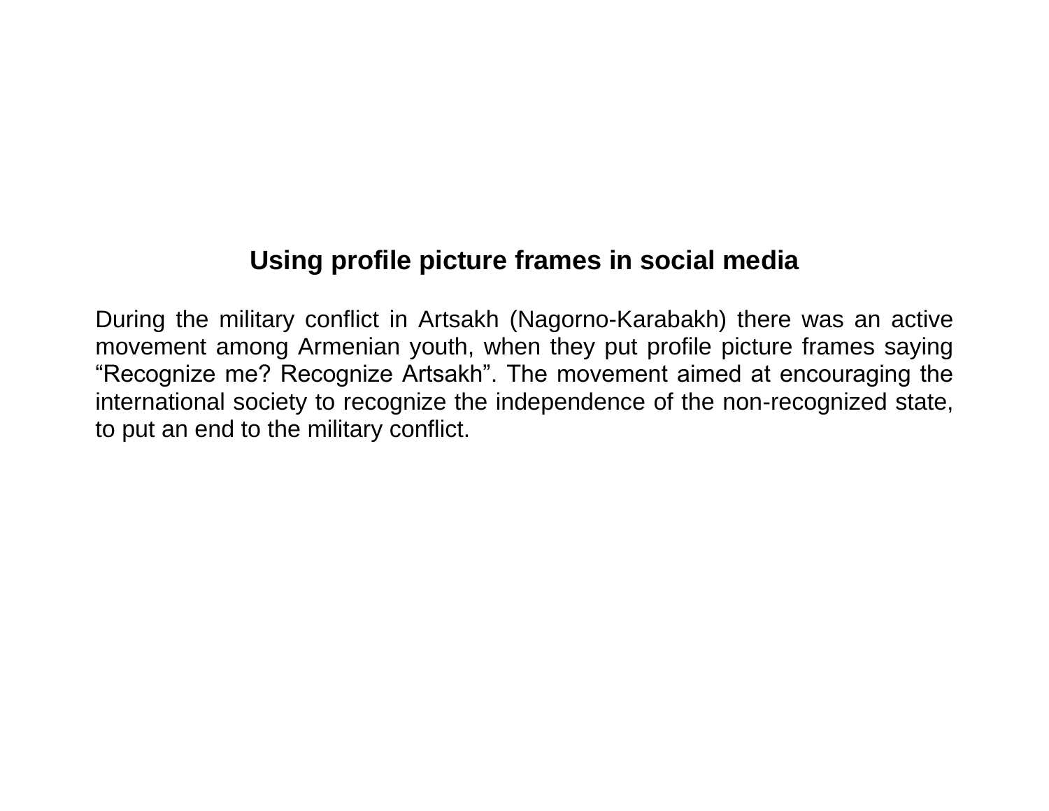## Using profile picture frames in social media

During the military conflict in Artsakh (Nagorno-Karabakh) there was an active movement among Armenian youth, when they put profile picture frames saying “Recognize me? Recognize Artsakh”. The movement aimed at encouraging the international society to recognize the independence of the non-recognized state, to put an end to the military conflict.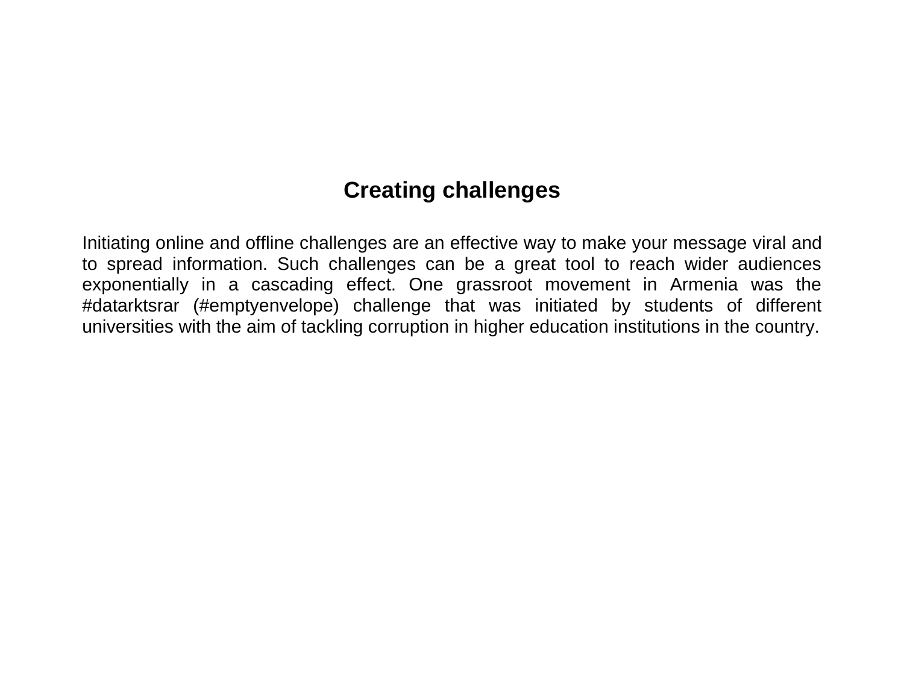## Creating challenges

Initiating online and offline challenges are an effective way to make your message viral and to spread information. Such challenges can be a great tool to reach wider audiences exponentially in a cascading effect. One grassroot movement in Armenia was the #datarktsrar (#emptyenvelope) challenge that was initiated by students of different universities with the aim of tackling corruption in higher education institutions in the country.